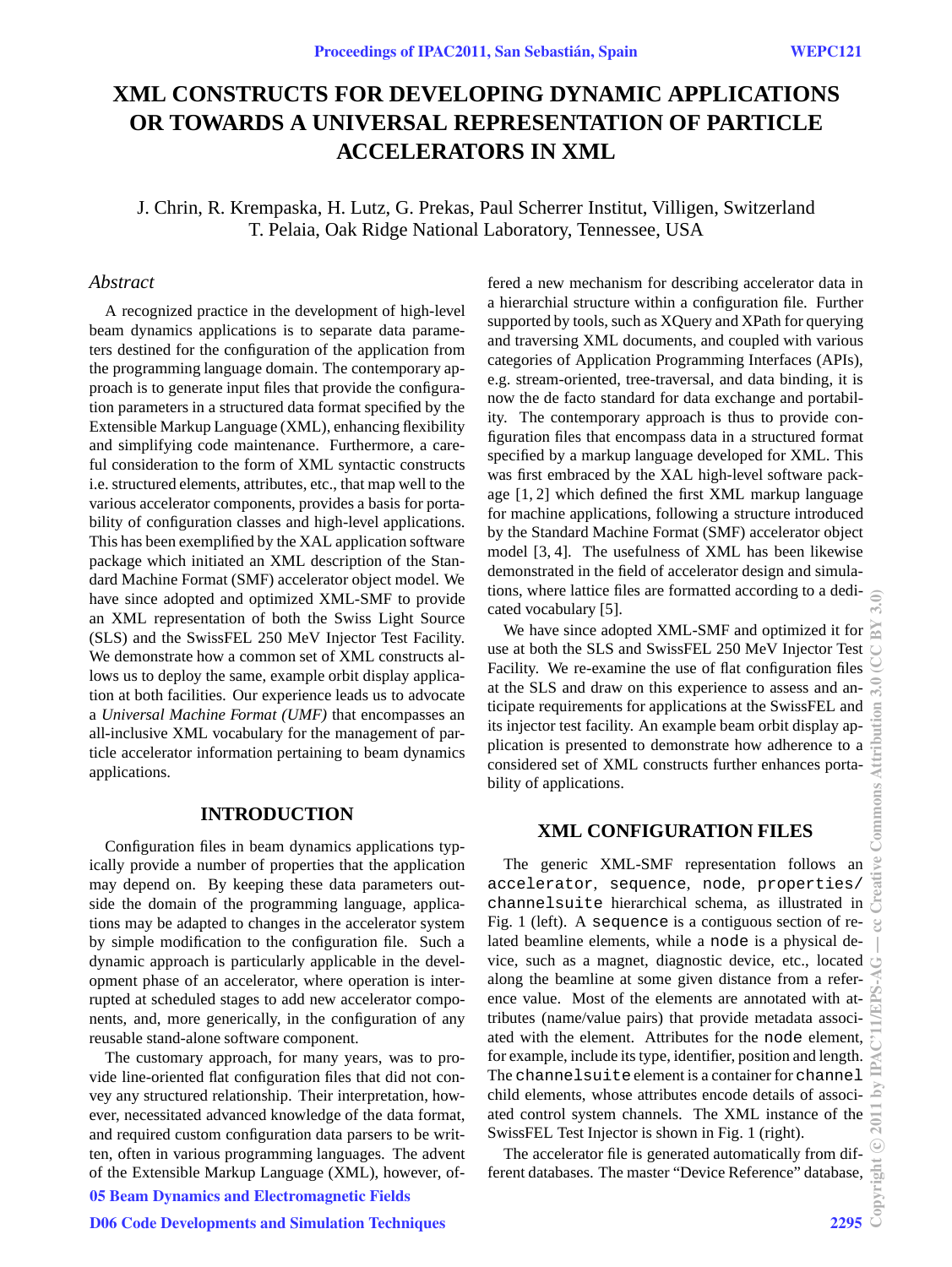# XML CONSTRUCTS FOR DEVELOPING DYNAMIC APPLICATIONS OR TOWARDS A UNIVERSAL REPRESENTATION OF PARTICLE ACCELERATORS IN XML

J. Chrin, R. Krempaska, H. Lutz, G. Prekas, Paul Scherrer Institut, Villigen, Switzerland
T. Pelaia, Oak Ridge National Laboratory, Tennessee, USA

## *Abstract*

A recognized practice in the development of high-level beam dynamics applications is to separate data parameters destined for the configuration of the application from the programming language domain. The contemporary approach is to generate input files that provide the configuration parameters in a structured data format specified by the Extensible Markup Language (XML), enhancing flexibility and simplifying code maintenance. Furthermore, a careful consideration to the form of XML syntactic constructs i.e. structured elements, attributes, etc., that map well to the various accelerator components, provides a basis for portability of configuration classes and high-level applications. This has been exemplified by the XAL application software package which initiated an XML description of the Standard Machine Format (SMF) accelerator object model. We have since adopted and optimized XML-SMF to provide an XML representation of both the Swiss Light Source (SLS) and the SwissFEL 250 MeV Injector Test Facility. We demonstrate how a common set of XML constructs allows us to deploy the same, example orbit display application at both facilities. Our experience leads us to advocate a *Universal Machine Format (UMF)* that encompasses an all-inclusive XML vocabulary for the management of particle accelerator information pertaining to beam dynamics applications.

## INTRODUCTION

Configuration files in beam dynamics applications typically provide a number of properties that the application may depend on. By keeping these data parameters outside the domain of the programming language, applications may be adapted to changes in the accelerator system by simple modification to the configuration file. Such a dynamic approach is particularly applicable in the development phase of an accelerator, where operation is interrupted at scheduled stages to add new accelerator components, and, more generically, in the configuration of any reusable stand-alone software component.

The customary approach, for many years, was to provide line-oriented flat configuration files that did not convey any structured relationship. Their interpretation, however, necessitated advanced knowledge of the data format, and required custom configuration data parsers to be written, often in various programming languages. The advent of the Extensible Markup Language (XML), however, offered a new mechanism for describing accelerator data in a hierarchial structure within a configuration file. Further supported by tools, such as XQuery and XPath for querying and traversing XML documents, and coupled with various categories of Application Programming Interfaces (APIs), e.g. stream-oriented, tree-traversal, and data binding, it is now the de facto standard for data exchange and portability. The contemporary approach is thus to provide configuration files that encompass data in a structured format specified by a markup language developed for XML. This was first embraced by the XAL high-level software package [1, 2] which defined the first XML markup language for machine applications, following a structure introduced by the Standard Machine Format (SMF) accelerator object model [3, 4]. The usefulness of XML has been likewise demonstrated in the field of accelerator design and simulations, where lattice files are formatted according to a dedicated vocabulary [5].

We have since adopted XML-SMF and optimized it for use at both the SLS and SwissFEL 250 MeV Injector Test Facility. We re-examine the use of flat configuration files at the SLS and draw on this experience to assess and anticipate requirements for applications at the SwissFEL and its injector test facility. An example beam orbit display application is presented to demonstrate how adherence to a considered set of XML constructs further enhances portability of applications.

## XML CONFIGURATION FILES

The generic XML-SMF representation follows an `accelerator`, `sequence`, `node`, `properties/channelsuite` hierarchical schema, as illustrated in Fig. 1 (left). A `sequence` is a contiguous section of related beamline elements, while a `node` is a physical device, such as a magnet, diagnostic device, etc., located along the beamline at some given distance from a reference value. Most of the elements are annotated with attributes (name/value pairs) that provide metadata associated with the element. Attributes for the `node` element, for example, include its type, identifier, position and length. The `channelsuite` element is a container for `channel` child elements, whose attributes encode details of associated control system channels. The XML instance of the SwissFEL Test Injector is shown in Fig. 1 (right).

The accelerator file is generated automatically from different databases. The master "Device Reference" database,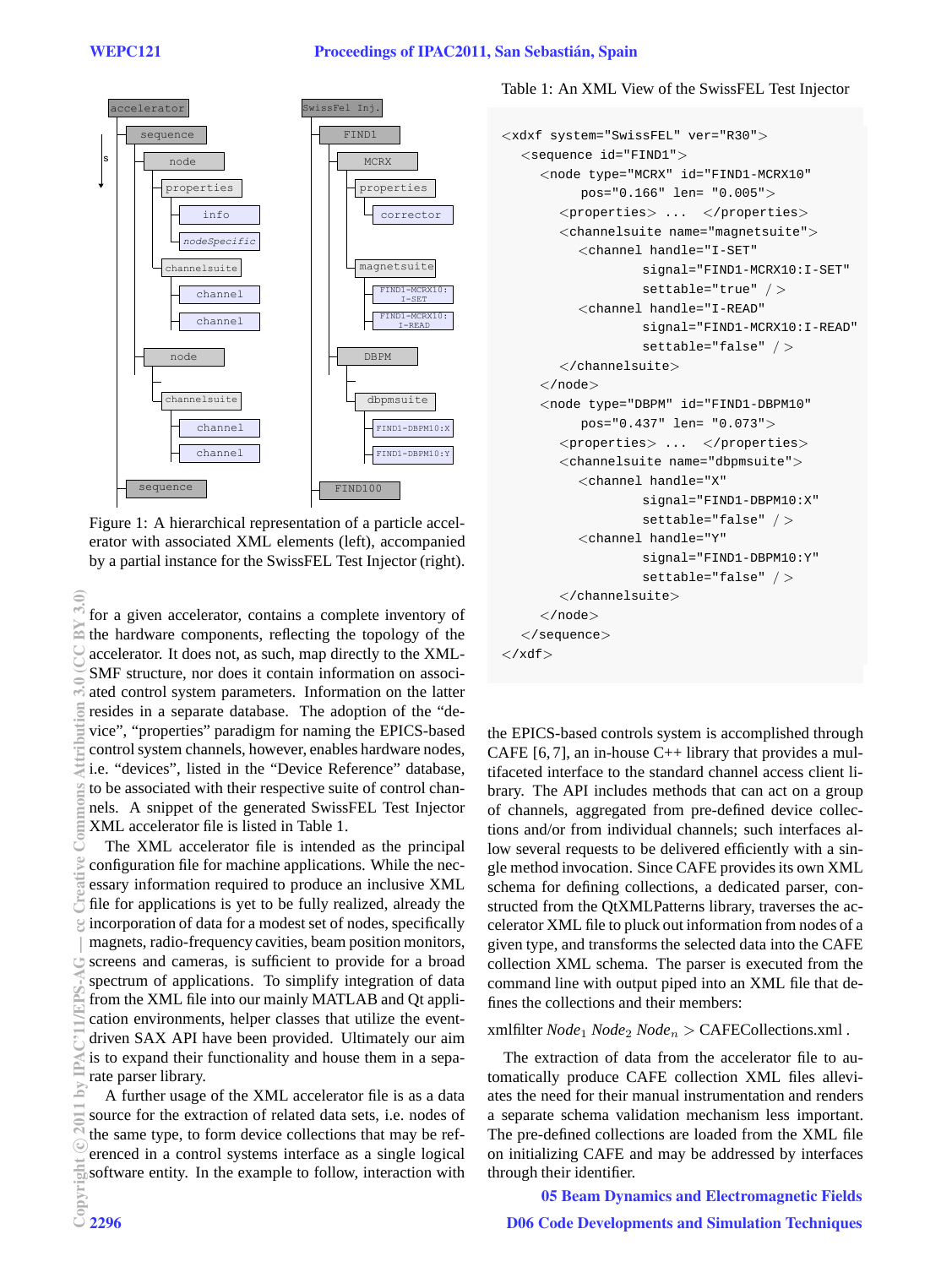Figure 1: A hierarchical representation of a particle accelerator with associated XML elements (left), accompanied by a partial instance for the SwissFEL Test Injector (right).

for a given accelerator, contains a complete inventory of the hardware components, reflecting the topology of the accelerator. It does not, as such, map directly to the XML-SMF structure, nor does it contain information on associated control system parameters. Information on the latter resides in a separate database. The adoption of the "device", "properties" paradigm for naming the EPICS-based control system channels, however, enables hardware nodes, i.e. "devices", listed in the "Device Reference" database, to be associated with their respective suite of control channels. A snippet of the generated SwissFEL Test Injector XML accelerator file is listed in Table 1.

The XML accelerator file is intended as the principal configuration file for machine applications. While the necessary information required to produce an inclusive XML file for applications is yet to be fully realized, already the incorporation of data for a modest set of nodes, specifically magnets, radio-frequency cavities, beam position monitors, screens and cameras, is sufficient to provide for a broad spectrum of applications. To simplify integration of data from the XML file into our mainly MATLAB and Qt application environments, helper classes that utilize the event-driven SAX API have been provided. Ultimately our aim is to expand their functionality and house them in a separate parser library.

A further usage of the XML accelerator file is as a data source for the extraction of related data sets, i.e. nodes of the same type, to form device collections that may be referenced in a control systems interface as a single logical software entity. In the example to follow, interaction with

Table 1: An XML View of the SwissFEL Test Injector

```
<xdxf system="SwissFEL" ver="R30">
  <sequence id="FIND1">
    <node type="MCRX" id="FIND1-MCRX10"
        pos="0.166" len= "0.005">
      <properties> ...  </properties>
      <channelsuite name="magnetsuite">
        <channel handle="I-SET"
               signal="FIND1-MCRX10:I-SET"
               settable="true" />
        <channel handle="I-READ"
               signal="FIND1-MCRX10:I-READ"
               settable="false" />
      </channelsuite>
    </node>
    <node type="DBPM" id="FIND1-DBPM10"
        pos="0.437" len= "0.073">
      <properties> ...  </properties>
      <channelsuite name="dbpmsuite">
        <channel handle="X"
               signal="FIND1-DBPM10:X"
               settable="false" />
        <channel handle="Y"
               signal="FIND1-DBPM10:Y"
               settable="false" />
      </channelsuite>
    </node>
  </sequence>
</xdf>
```

the EPICS-based controls system is accomplished through CAFE [6, 7], an in-house C++ library that provides a multifaceted interface to the standard channel access client library. The API includes methods that can act on a group of channels, aggregated from pre-defined device collections and/or from individual channels; such interfaces allow several requests to be delivered efficiently with a single method invocation. Since CAFE provides its own XML schema for defining collections, a dedicated parser, constructed from the QtXMLPatterns library, traverses the accelerator XML file to pluck out information from nodes of a given type, and transforms the selected data into the CAFE collection XML schema. The parser is executed from the command line with output piped into an XML file that defines the collections and their members:

xmlfilter $Node_1$ $Node_2$ $Node_n$ > CAFECollections.xml .

The extraction of data from the accelerator file to automatically produce CAFE collection XML files alleviates the need for their manual instrumentation and renders a separate schema validation mechanism less important. The pre-defined collections are loaded from the XML file on initializing CAFE and may be addressed by interfaces through their identifier.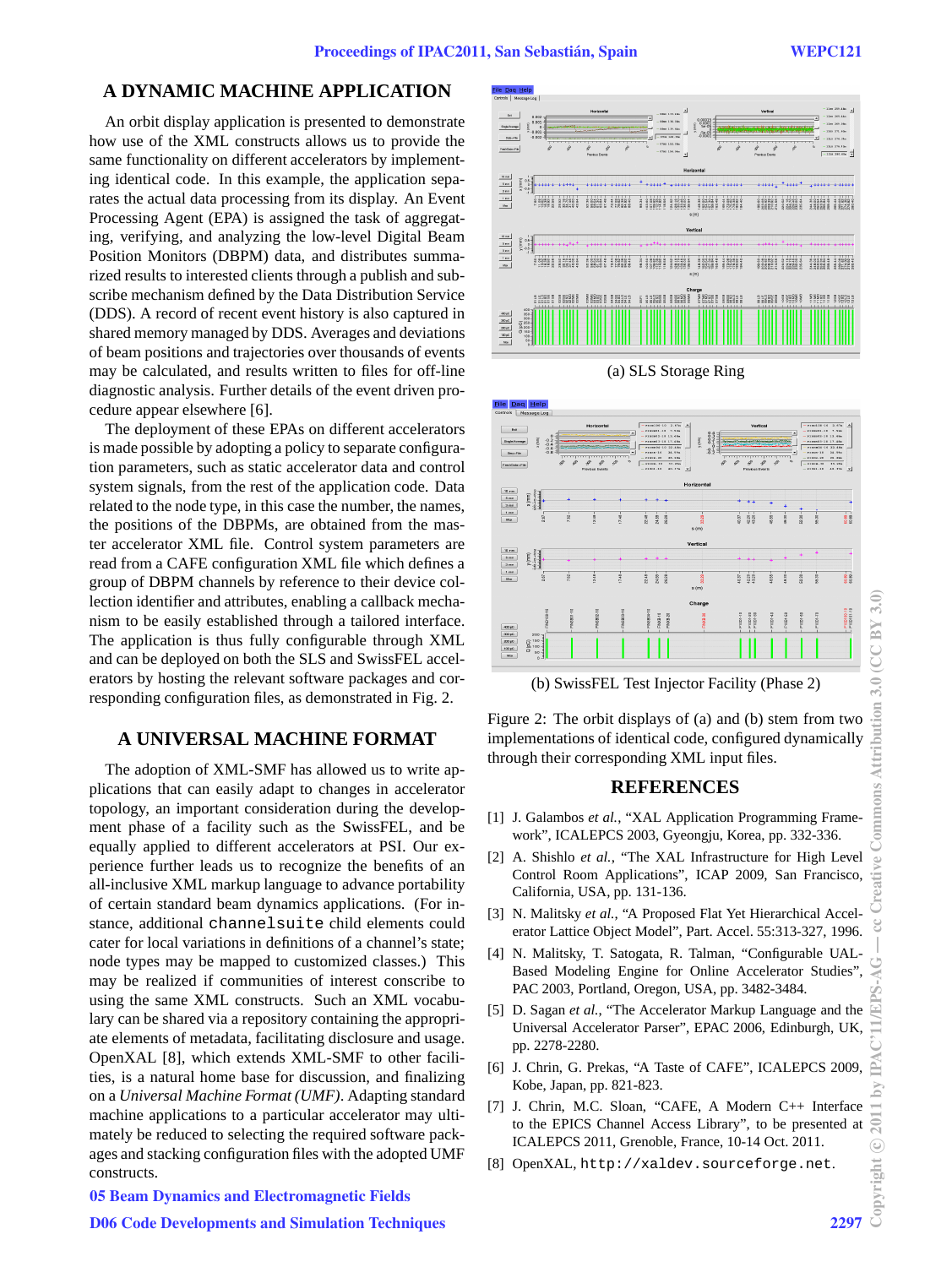## A DYNAMIC MACHINE APPLICATION

An orbit display application is presented to demonstrate how use of the XML constructs allows us to provide the same functionality on different accelerators by implementing identical code. In this example, the application separates the actual data processing from its display. An Event Processing Agent (EPA) is assigned the task of aggregating, verifying, and analyzing the low-level Digital Beam Position Monitors (DBPM) data, and distributes summarized results to interested clients through a publish and subscribe mechanism defined by the Data Distribution Service (DDS). A record of recent event history is also captured in shared memory managed by DDS. Averages and deviations of beam positions and trajectories over thousands of events may be calculated, and results written to files for off-line diagnostic analysis. Further details of the event driven procedure appear elsewhere [6].

The deployment of these EPAs on different accelerators is made possible by adopting a policy to separate configuration parameters, such as static accelerator data and control system signals, from the rest of the application code. Data related to the node type, in this case the number, the names, the positions of the DBPMs, are obtained from the master accelerator XML file. Control system parameters are read from a CAFE configuration XML file which defines a group of DBPM channels by reference to their device collection identifier and attributes, enabling a callback mechanism to be easily established through a tailored interface. The application is thus fully configurable through XML and can be deployed on both the SLS and SwissFEL accelerators by hosting the relevant software packages and corresponding configuration files, as demonstrated in Fig. 2.

## A UNIVERSAL MACHINE FORMAT

The adoption of XML-SMF has allowed us to write applications that can easily adapt to changes in accelerator topology, an important consideration during the development phase of a facility such as the SwissFEL, and be equally applied to different accelerators at PSI. Our experience further leads us to recognize the benefits of an all-inclusive XML markup language to advance portability of certain standard beam dynamics applications. (For instance, additional `channelsuite` child elements could cater for local variations in definitions of a channel's state; node types may be mapped to customized classes.) This may be realized if communities of interest conscribe to using the same XML constructs. Such an XML vocabulary can be shared via a repository containing the appropriate elements of metadata, facilitating disclosure and usage. OpenXAL [8], which extends XML-SMF to other facilities, is a natural home base for discussion, and finalizing on a *Universal Machine Format (UMF)*. Adapting standard machine applications to a particular accelerator may ultimately be reduced to selecting the required software packages and stacking configuration files with the adopted UMF constructs.

(a) SLS Storage Ring

(b) SwissFEL Test Injector Facility (Phase 2)

Figure 2: The orbit displays of (a) and (b) stem from two implementations of identical code, configured dynamically through their corresponding XML input files.

## REFERENCES

[1] J. Galambos *et al.*, "XAL Application Programming Framework", ICALEPCS 2003, Gyeongju, Korea, pp. 332-336.

[2] A. Shishlo *et al.*, "The XAL Infrastructure for High Level Control Room Applications", ICAP 2009, San Francisco, California, USA, pp. 131-136.

[3] N. Malitsky *et al.*, "A Proposed Flat Yet Hierarchical Accelerator Lattice Object Model", Part. Accel. 55:313-327, 1996.

[4] N. Malitsky, T. Satogata, R. Talman, "Configurable UAL-Based Modeling Engine for Online Accelerator Studies", PAC 2003, Portland, Oregon, USA, pp. 3482-3484.

[5] D. Sagan *et al.*, "The Accelerator Markup Language and the Universal Accelerator Parser", EPAC 2006, Edinburgh, UK, pp. 2278-2280.

[6] J. Chrin, G. Prekas, "A Taste of CAFE", ICALEPCS 2009, Kobe, Japan, pp. 821-823.

[7] J. Chrin, M.C. Sloan, "CAFE, A Modern C++ Interface to the EPICS Channel Access Library", to be presented at ICALEPCS 2011, Grenoble, France, 10-14 Oct. 2011.

[8] OpenXAL, `http://xaldev.sourceforge.net`.